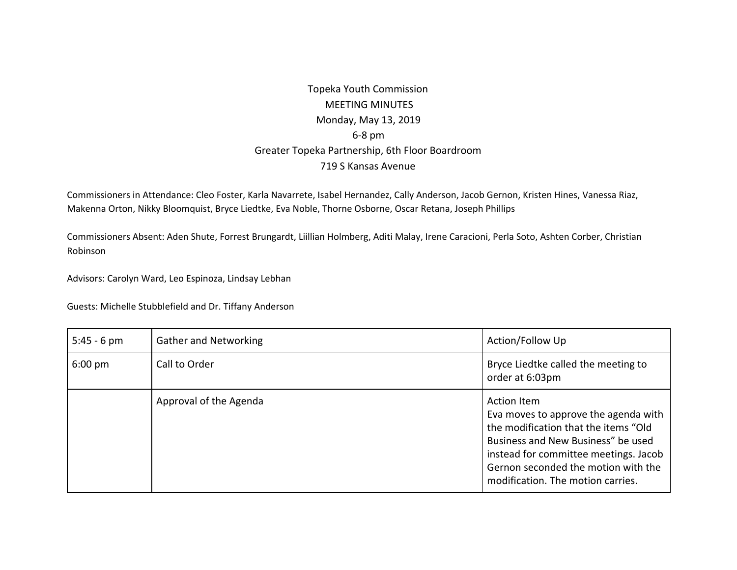# Topeka Youth Commission

## MEETING MINUTES

Monday, May 13, 2019

6-8 pm

Greater Topeka Partnership, 6th Floor Boardroom

719 S Kansas Avenue

Commissioners in Attendance: Cleo Foster, Karla Navarrete, Isabel Hernandez, Cally Anderson, Jacob Gernon, Kristen Hines, Vanessa Riaz, Makenna Orton, Nikky Bloomquist, Bryce Liedtke, Eva Noble, Thorne Osborne, Oscar Retana, Joseph Phillips

Commissioners Absent: Aden Shute, Forrest Brungardt, Liillian Holmberg, Aditi Malay, Irene Caracioni, Perla Soto, Ashten Corber, Christian Robinson

Advisors: Carolyn Ward, Leo Espinoza, Lindsay Lebhan

Guests: Michelle Stubblefield and Dr. Tiffany Anderson

| 5:45 - 6 pm | Gather and Networking | Action/Follow Up |
|---|---|---|
| 6:00 pm | Call to Order | Bryce Liedtke called the meeting to order at 6:03pm |
| | Approval of the Agenda | Action Item<br>Eva moves to approve the agenda with the modification that the items "Old Business and New Business" be used instead for committee meetings. Jacob Gernon seconded the motion with the modification. The motion carries. |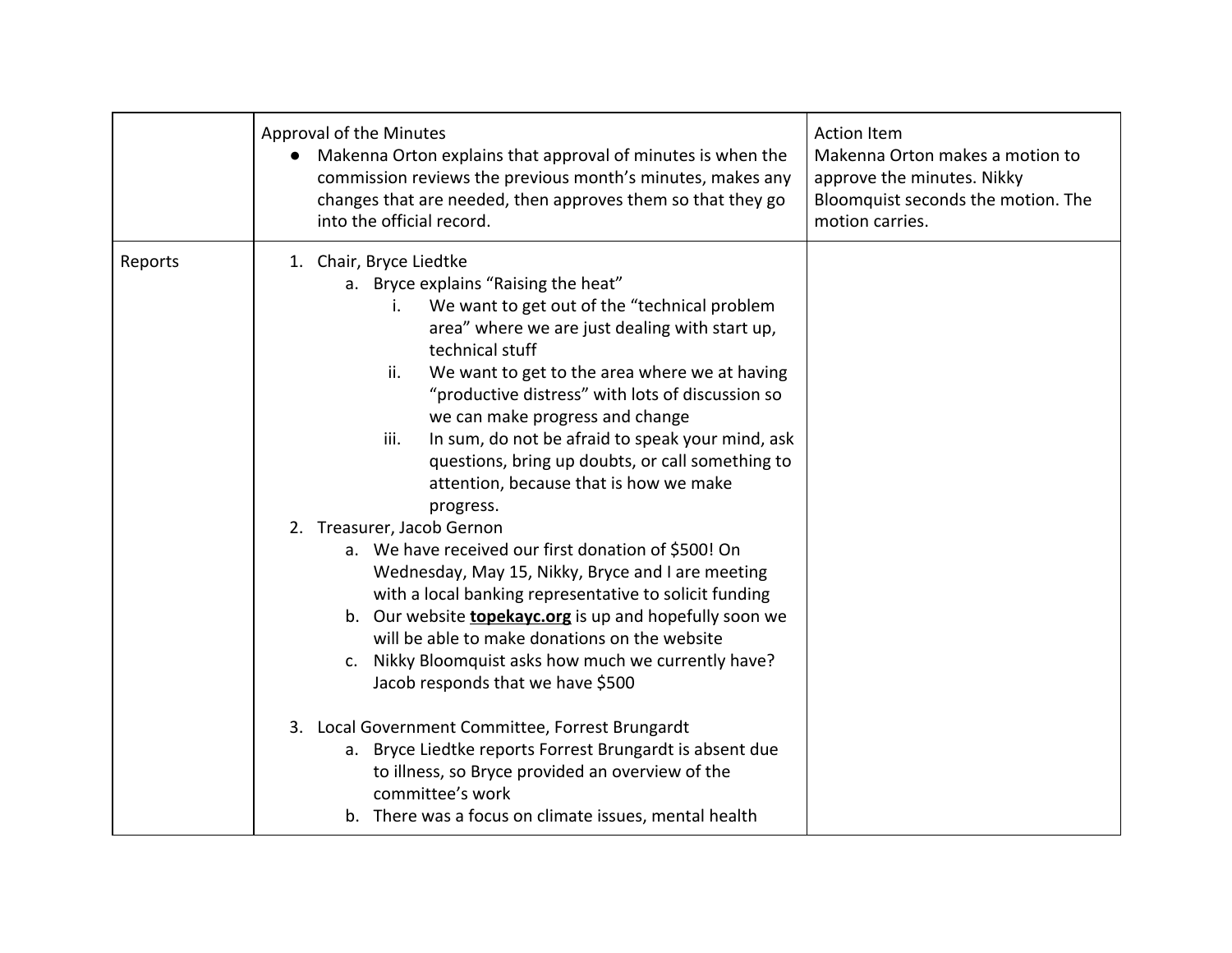| | | |
|---|---|---|
| | Approval of the Minutes<br>● Makenna Orton explains that approval of minutes is when the commission reviews the previous month's minutes, makes any changes that are needed, then approves them so that they go into the official record. | Action Item<br>Makenna Orton makes a motion to approve the minutes. Nikky Bloomquist seconds the motion. The motion carries. |
| Reports | 1. Chair, Bryce Liedtke<br>&nbsp;&nbsp;&nbsp;a. Bryce explains "Raising the heat"<br>&nbsp;&nbsp;&nbsp;&nbsp;&nbsp;&nbsp;i. We want to get out of the "technical problem area" where we are just dealing with start up, technical stuff<br>&nbsp;&nbsp;&nbsp;&nbsp;&nbsp;&nbsp;ii. We want to get to the area where we at having "productive distress" with lots of discussion so we can make progress and change<br>&nbsp;&nbsp;&nbsp;&nbsp;&nbsp;&nbsp;iii. In sum, do not be afraid to speak your mind, ask questions, bring up doubts, or call something to attention, because that is how we make progress.<br>2. Treasurer, Jacob Gernon<br>&nbsp;&nbsp;&nbsp;a. We have received our first donation of $500! On Wednesday, May 15, Nikky, Bryce and I are meeting with a local banking representative to solicit funding<br>&nbsp;&nbsp;&nbsp;b. Our website **topekayc.org** is up and hopefully soon we will be able to make donations on the website<br>&nbsp;&nbsp;&nbsp;c. Nikky Bloomquist asks how much we currently have? Jacob responds that we have $500<br>3. Local Government Committee, Forrest Brungardt<br>&nbsp;&nbsp;&nbsp;a. Bryce Liedtke reports Forrest Brungardt is absent due to illness, so Bryce provided an overview of the committee's work<br>&nbsp;&nbsp;&nbsp;b. There was a focus on climate issues, mental health | |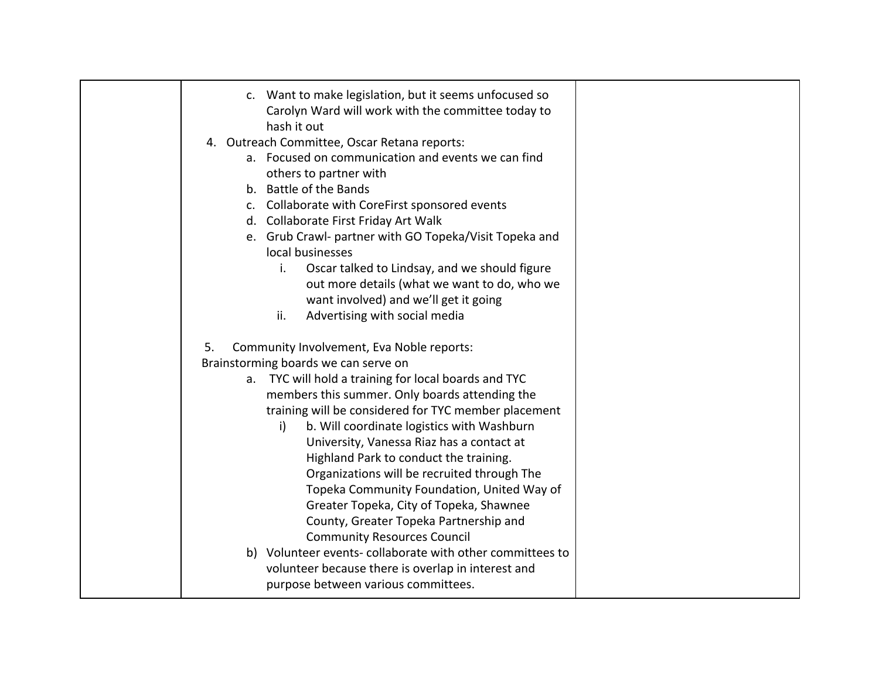| | | |
|---|---|---|
| | c. Want to make legislation, but it seems unfocused so Carolyn Ward will work with the committee today to hash it out<br>4. Outreach Committee, Oscar Retana reports:<br>a. Focused on communication and events we can find others to partner with<br>b. Battle of the Bands<br>c. Collaborate with CoreFirst sponsored events<br>d. Collaborate First Friday Art Walk<br>e. Grub Crawl- partner with GO Topeka/Visit Topeka and local businesses<br>i. Oscar talked to Lindsay, and we should figure out more details (what we want to do, who we want involved) and we'll get it going<br>ii. Advertising with social media<br><br>5. Community Involvement, Eva Noble reports:<br>Brainstorming boards we can serve on<br>a. TYC will hold a training for local boards and TYC members this summer. Only boards attending the training will be considered for TYC member placement<br>i) b. Will coordinate logistics with Washburn University, Vanessa Riaz has a contact at Highland Park to conduct the training. Organizations will be recruited through The Topeka Community Foundation, United Way of Greater Topeka, City of Topeka, Shawnee County, Greater Topeka Partnership and Community Resources Council<br>b) Volunteer events- collaborate with other committees to volunteer because there is overlap in interest and purpose between various committees. | |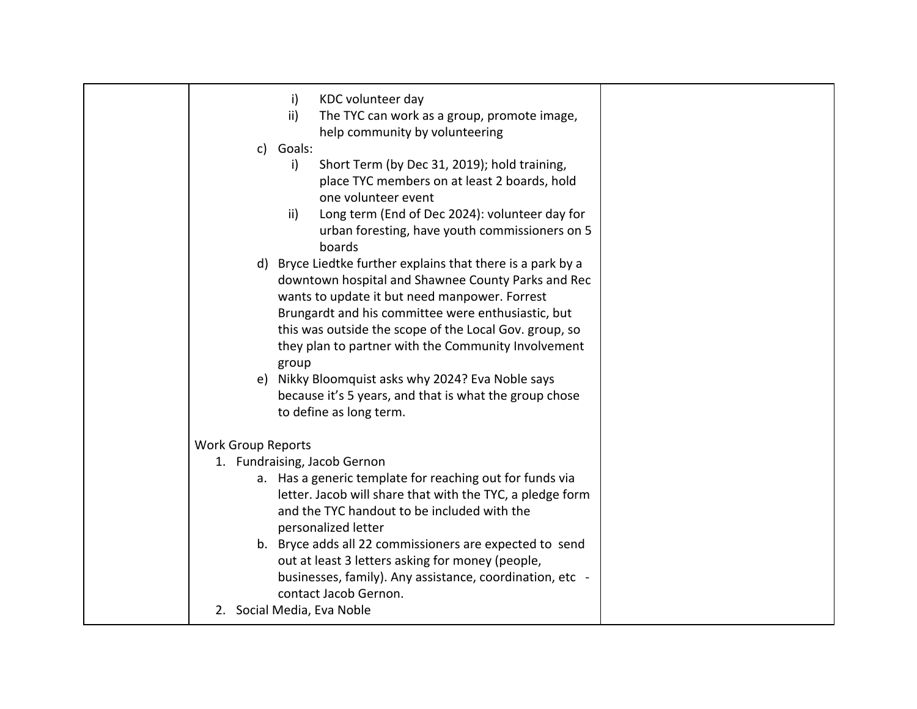| | | |
|---|---|---|
| | i) KDC volunteer day<br>ii) The TYC can work as a group, promote image, help community by volunteering<br>c) Goals:<br>i) Short Term (by Dec 31, 2019); hold training, place TYC members on at least 2 boards, hold one volunteer event<br>ii) Long term (End of Dec 2024): volunteer day for urban foresting, have youth commissioners on 5 boards<br>d) Bryce Liedtke further explains that there is a park by a downtown hospital and Shawnee County Parks and Rec wants to update it but need manpower. Forrest Brungardt and his committee were enthusiastic, but this was outside the scope of the Local Gov. group, so they plan to partner with the Community Involvement group<br>e) Nikky Bloomquist asks why 2024? Eva Noble says because it's 5 years, and that is what the group chose to define as long term.<br><br>Work Group Reports<br>1. Fundraising, Jacob Gernon<br>a. Has a generic template for reaching out for funds via letter. Jacob will share that with the TYC, a pledge form and the TYC handout to be included with the personalized letter<br>b. Bryce adds all 22 commissioners are expected to send out at least 3 letters asking for money (people, businesses, family). Any assistance, coordination, etc - contact Jacob Gernon.<br>2. Social Media, Eva Noble | |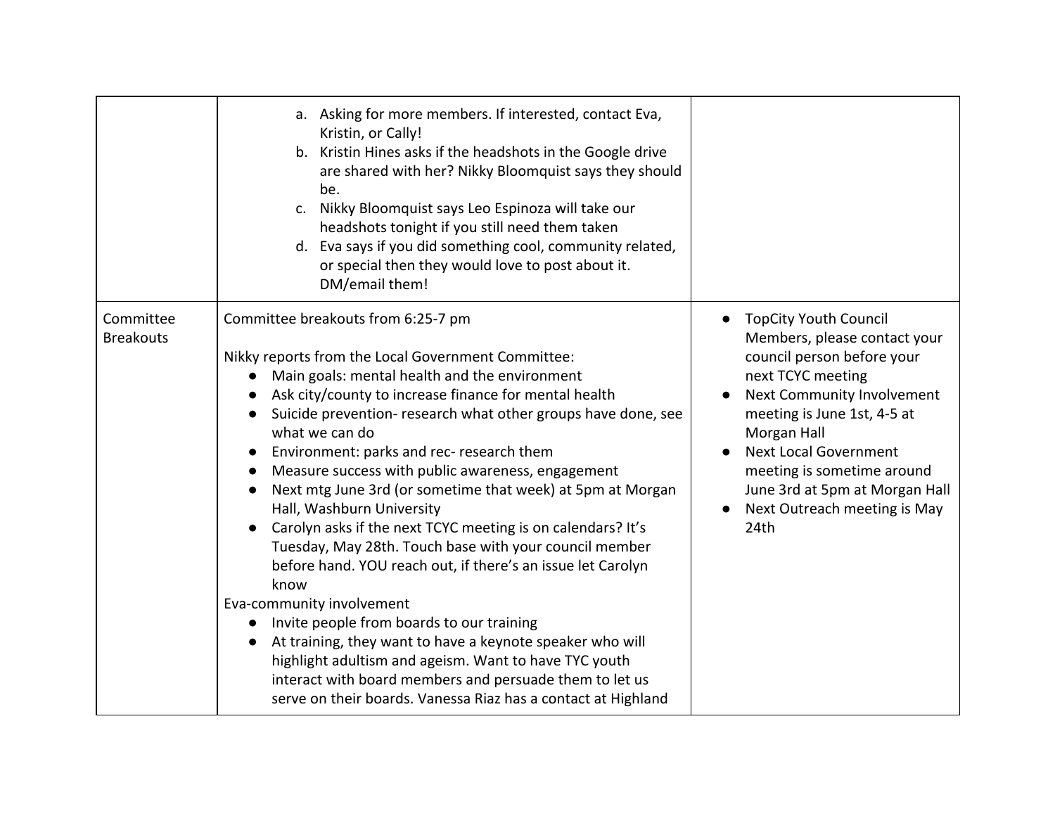| | | |
|---|---|---|
| | a. Asking for more members. If interested, contact Eva, Kristin, or Cally!<br>b. Kristin Hines asks if the headshots in the Google drive are shared with her? Nikky Bloomquist says they should be.<br>c. Nikky Bloomquist says Leo Espinoza will take our headshots tonight if you still need them taken<br>d. Eva says if you did something cool, community related, or special then they would love to post about it. DM/email them! | |
| Committee Breakouts | Committee breakouts from 6:25-7 pm<br><br>Nikky reports from the Local Government Committee:<br>● Main goals: mental health and the environment<br>● Ask city/county to increase finance for mental health<br>● Suicide prevention- research what other groups have done, see what we can do<br>● Environment: parks and rec- research them<br>● Measure success with public awareness, engagement<br>● Next mtg June 3rd (or sometime that week) at 5pm at Morgan Hall, Washburn University<br>● Carolyn asks if the next TCYC meeting is on calendars? It's Tuesday, May 28th. Touch base with your council member before hand. YOU reach out, if there's an issue let Carolyn know<br>Eva-community involvement<br>● Invite people from boards to our training<br>● At training, they want to have a keynote speaker who will highlight adultism and ageism. Want to have TYC youth interact with board members and persuade them to let us serve on their boards. Vanessa Riaz has a contact at Highland | ● TopCity Youth Council Members, please contact your council person before your next TCYC meeting<br>● Next Community Involvement meeting is June 1st, 4-5 at Morgan Hall<br>● Next Local Government meeting is sometime around June 3rd at 5pm at Morgan Hall<br>● Next Outreach meeting is May 24th |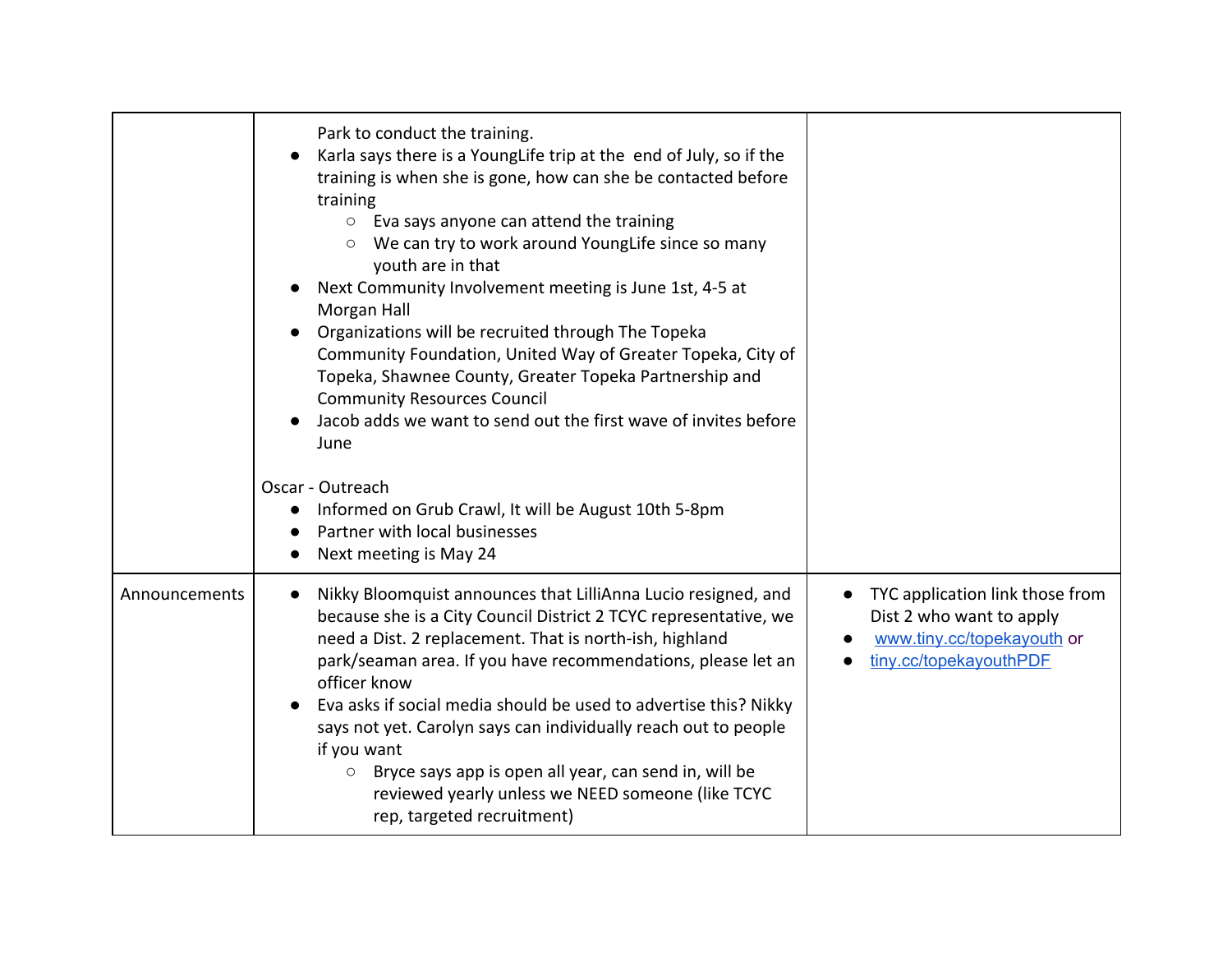| | | |
|---|---|---|
| | Park to conduct the training.<br>● Karla says there is a YoungLife trip at the end of July, so if the training is when she is gone, how can she be contacted before training<br>&nbsp;&nbsp;&nbsp;&nbsp;○ Eva says anyone can attend the training<br>&nbsp;&nbsp;&nbsp;&nbsp;○ We can try to work around YoungLife since so many youth are in that<br>● Next Community Involvement meeting is June 1st, 4-5 at Morgan Hall<br>● Organizations will be recruited through The Topeka Community Foundation, United Way of Greater Topeka, City of Topeka, Shawnee County, Greater Topeka Partnership and Community Resources Council<br>● Jacob adds we want to send out the first wave of invites before June<br><br>Oscar - Outreach<br>● Informed on Grub Crawl, It will be August 10th 5-8pm<br>● Partner with local businesses<br>● Next meeting is May 24 | |
| Announcements | ● Nikky Bloomquist announces that LilliAnna Lucio resigned, and because she is a City Council District 2 TCYC representative, we need a Dist. 2 replacement. That is north-ish, highland park/seaman area. If you have recommendations, please let an officer know<br>● Eva asks if social media should be used to advertise this? Nikky says not yet. Carolyn says can individually reach out to people if you want<br>&nbsp;&nbsp;&nbsp;&nbsp;○ Bryce says app is open all year, can send in, will be reviewed yearly unless we NEED someone (like TCYC rep, targeted recruitment) | ● TYC application link those from Dist 2 who want to apply<br>● www.tiny.cc/topekayouth or<br>● tiny.cc/topekayouthPDF |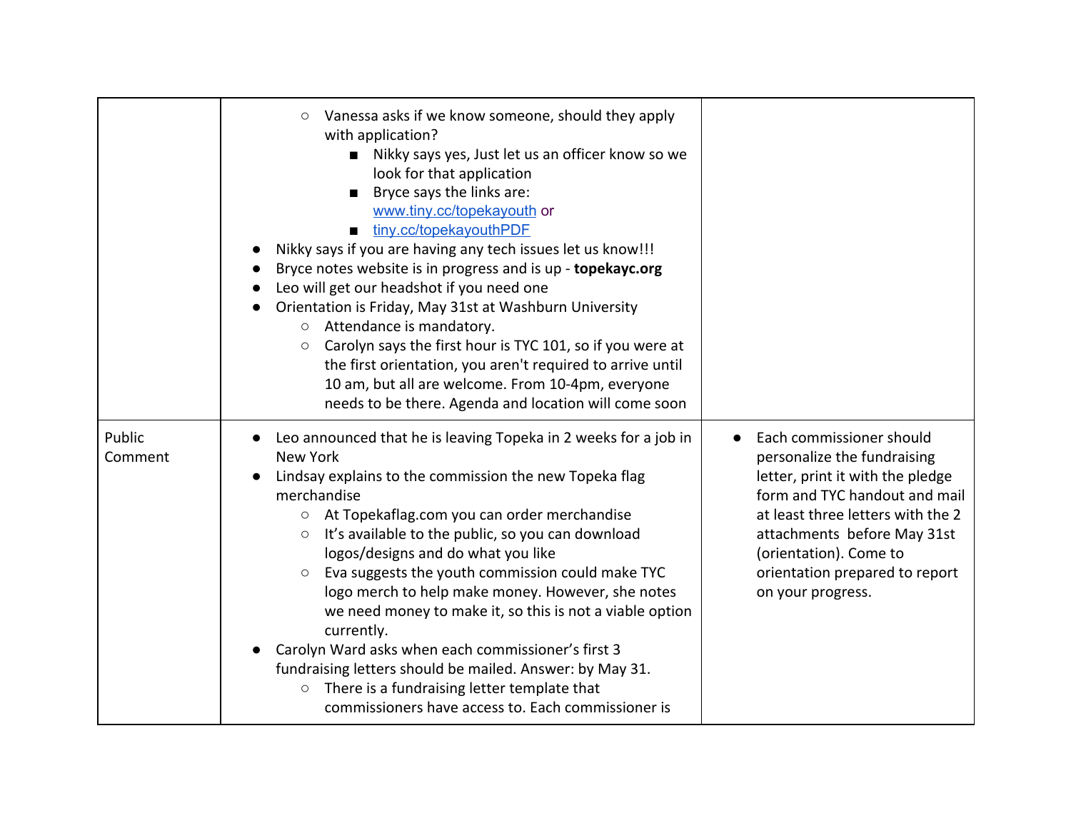| | | |
|---|---|---|
| | ○ Vanessa asks if we know someone, should they apply with application?<br>  ■ Nikky says yes, Just let us an officer know so we look for that application<br>  ■ Bryce says the links are: www.tiny.cc/topekayouth or<br>  ■ tiny.cc/topekayouthPDF<br>● Nikky says if you are having any tech issues let us know!!!<br>● Bryce notes website is in progress and is up - **topekayc.org**<br>● Leo will get our headshot if you need one<br>● Orientation is Friday, May 31st at Washburn University<br>  ○ Attendance is mandatory.<br>  ○ Carolyn says the first hour is TYC 101, so if you were at the first orientation, you aren't required to arrive until 10 am, but all are welcome. From 10-4pm, everyone needs to be there. Agenda and location will come soon | |
| Public Comment | ● Leo announced that he is leaving Topeka in 2 weeks for a job in New York<br>● Lindsay explains to the commission the new Topeka flag merchandise<br>  ○ At Topekaflag.com you can order merchandise<br>  ○ It's available to the public, so you can download logos/designs and do what you like<br>  ○ Eva suggests the youth commission could make TYC logo merch to help make money. However, she notes we need money to make it, so this is not a viable option currently.<br>● Carolyn Ward asks when each commissioner's first 3 fundraising letters should be mailed. Answer: by May 31.<br>  ○ There is a fundraising letter template that commissioners have access to. Each commissioner is | ● Each commissioner should personalize the fundraising letter, print it with the pledge form and TYC handout and mail at least three letters with the 2 attachments before May 31st (orientation). Come to orientation prepared to report on your progress. |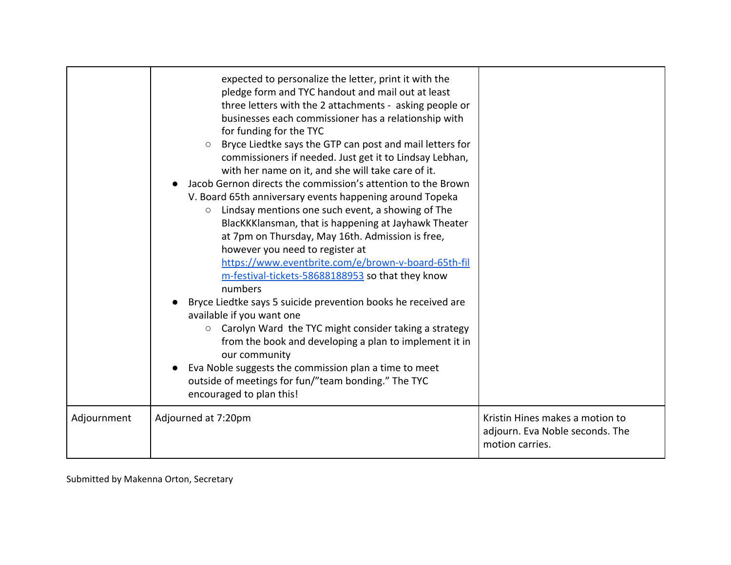| | | |
|---|---|---|
| | expected to personalize the letter, print it with the pledge form and TYC handout and mail out at least three letters with the 2 attachments - asking people or businesses each commissioner has a relationship with for funding for the TYC<br>    ○ Bryce Liedtke says the GTP can post and mail letters for commissioners if needed. Just get it to Lindsay Lebhan, with her name on it, and she will take care of it.<br>● Jacob Gernon directs the commission's attention to the Brown V. Board 65th anniversary events happening around Topeka<br>    ○ Lindsay mentions one such event, a showing of The BlacKKKlansman, that is happening at Jayhawk Theater at 7pm on Thursday, May 16th. Admission is free, however you need to register at https://www.eventbrite.com/e/brown-v-board-65th-film-festival-tickets-58688188953 so that they know numbers<br>● Bryce Liedtke says 5 suicide prevention books he received are available if you want one<br>    ○ Carolyn Ward the TYC might consider taking a strategy from the book and developing a plan to implement it in our community<br>● Eva Noble suggests the commission plan a time to meet outside of meetings for fun/"team bonding." The TYC encouraged to plan this! | |
| Adjournment | Adjourned at 7:20pm | Kristin Hines makes a motion to adjourn. Eva Noble seconds. The motion carries. |

Submitted by Makenna Orton, Secretary